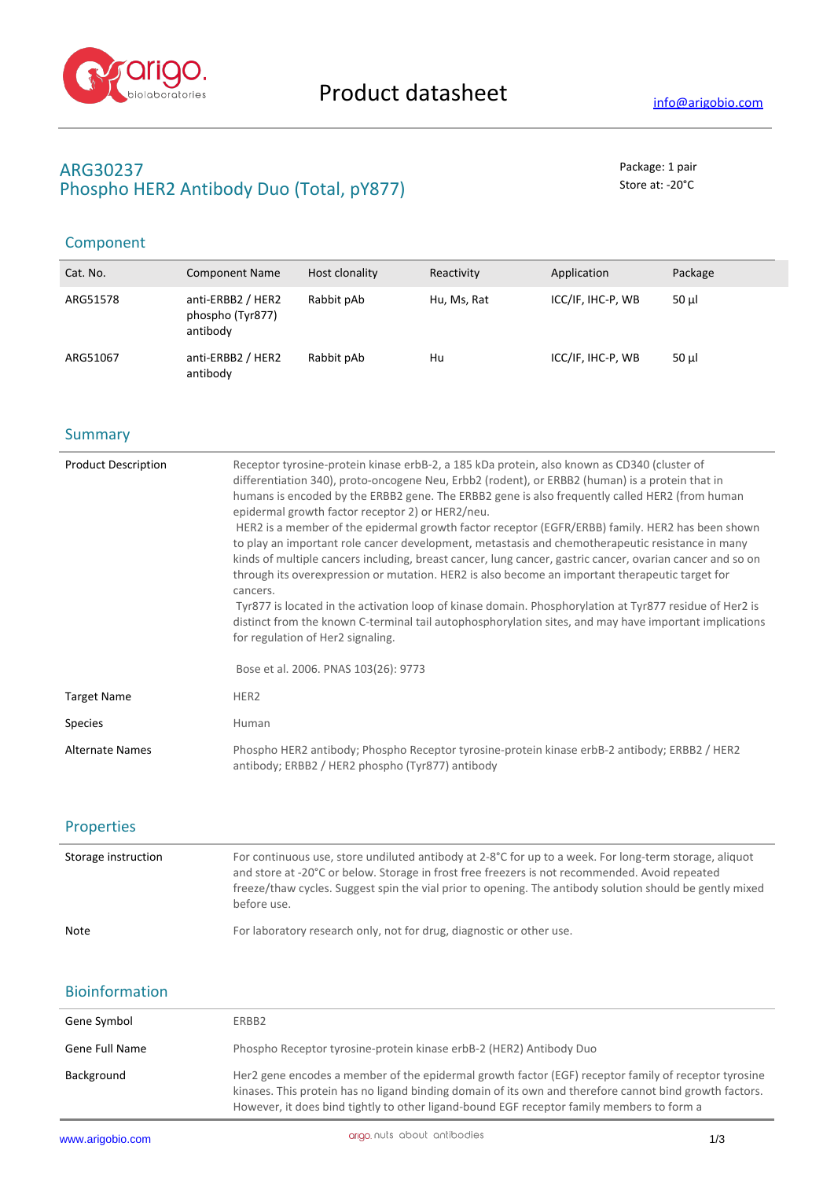# Product datasheet

info@arigobio.com

## ARG30237
## Phospho HER2 Antibody Duo (Total, pY877)

Package: 1 pair
Store at: -20°C

## Component

| Cat. No. | Component Name | Host clonality | Reactivity | Application | Package |
|---|---|---|---|---|---|
| ARG51578 | anti-ERBB2 / HER2 phospho (Tyr877) antibody | Rabbit pAb | Hu, Ms, Rat | ICC/IF, IHC-P, WB | 50 µl |
| ARG51067 | anti-ERBB2 / HER2 antibody | Rabbit pAb | Hu | ICC/IF, IHC-P, WB | 50 µl |

## Summary

| | |
|---|---|
| Product Description | Receptor tyrosine-protein kinase erbB-2, a 185 kDa protein, also known as CD340 (cluster of differentiation 340), proto-oncogene Neu, Erbb2 (rodent), or ERBB2 (human) is a protein that in humans is encoded by the ERBB2 gene. The ERBB2 gene is also frequently called HER2 (from human epidermal growth factor receptor 2) or HER2/neu.<br>HER2 is a member of the epidermal growth factor receptor (EGFR/ERBB) family. HER2 has been shown to play an important role cancer development, metastasis and chemotherapeutic resistance in many kinds of multiple cancers including, breast cancer, lung cancer, gastric cancer, ovarian cancer and so on through its overexpression or mutation. HER2 is also become an important therapeutic target for cancers.<br>Tyr877 is located in the activation loop of kinase domain. Phosphorylation at Tyr877 residue of Her2 is distinct from the known C-terminal tail autophosphorylation sites, and may have important implications for regulation of Her2 signaling.<br><br>Bose et al. 2006. PNAS 103(26): 9773 |
| Target Name | HER2 |
| Species | Human |
| Alternate Names | Phospho HER2 antibody; Phospho Receptor tyrosine-protein kinase erbB-2 antibody; ERBB2 / HER2 antibody; ERBB2 / HER2 phospho (Tyr877) antibody |

## Properties

| | |
|---|---|
| Storage instruction | For continuous use, store undiluted antibody at 2-8°C for up to a week. For long-term storage, aliquot and store at -20°C or below. Storage in frost free freezers is not recommended. Avoid repeated freeze/thaw cycles. Suggest spin the vial prior to opening. The antibody solution should be gently mixed before use. |
| Note | For laboratory research only, not for drug, diagnostic or other use. |

## Bioinformation

| | |
|---|---|
| Gene Symbol | ERBB2 |
| Gene Full Name | Phospho Receptor tyrosine-protein kinase erbB-2 (HER2) Antibody Duo |
| Background | Her2 gene encodes a member of the epidermal growth factor (EGF) receptor family of receptor tyrosine kinases. This protein has no ligand binding domain of its own and therefore cannot bind growth factors. However, it does bind tightly to other ligand-bound EGF receptor family members to form a |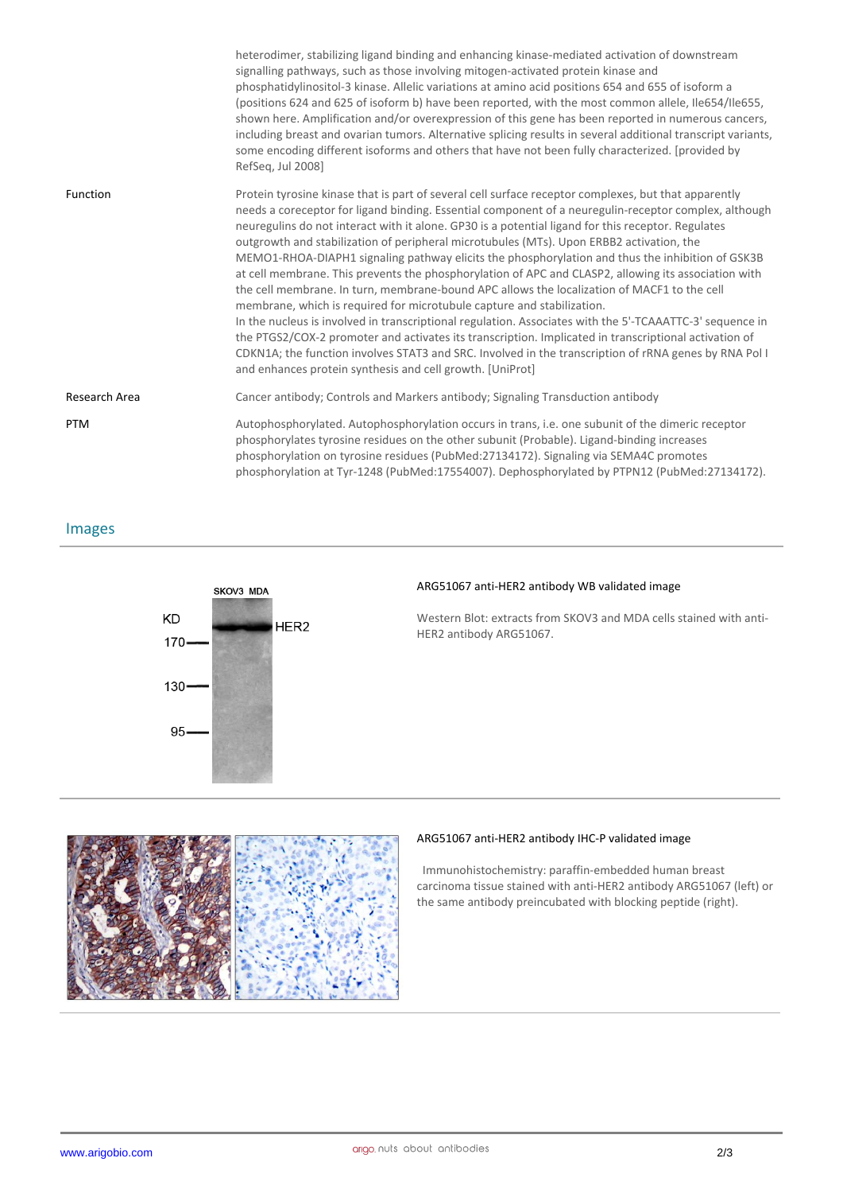heterodimer, stabilizing ligand binding and enhancing kinase-mediated activation of downstream signalling pathways, such as those involving mitogen-activated protein kinase and phosphatidylinositol-3 kinase. Allelic variations at amino acid positions 654 and 655 of isoform a (positions 624 and 625 of isoform b) have been reported, with the most common allele, Ile654/Ile655, shown here. Amplification and/or overexpression of this gene has been reported in numerous cancers, including breast and ovarian tumors. Alternative splicing results in several additional transcript variants, some encoding different isoforms and others that have not been fully characterized. [provided by RefSeq, Jul 2008]

| | |
|---|---|
| Function | Protein tyrosine kinase that is part of several cell surface receptor complexes, but that apparently needs a coreceptor for ligand binding. Essential component of a neuregulin-receptor complex, although neuregulins do not interact with it alone. GP30 is a potential ligand for this receptor. Regulates outgrowth and stabilization of peripheral microtubules (MTs). Upon ERBB2 activation, the MEMO1-RHOA-DIAPH1 signaling pathway elicits the phosphorylation and thus the inhibition of GSK3B at cell membrane. This prevents the phosphorylation of APC and CLASP2, allowing its association with the cell membrane. In turn, membrane-bound APC allows the localization of MACF1 to the cell membrane, which is required for microtubule capture and stabilization. In the nucleus is involved in transcriptional regulation. Associates with the 5'-TCAAATTC-3' sequence in the PTGS2/COX-2 promoter and activates its transcription. Implicated in transcriptional activation of CDKN1A; the function involves STAT3 and SRC. Involved in the transcription of rRNA genes by RNA Pol I and enhances protein synthesis and cell growth. [UniProt] |
| Research Area | Cancer antibody; Controls and Markers antibody; Signaling Transduction antibody |
| PTM | Autophosphorylated. Autophosphorylation occurs in trans, i.e. one subunit of the dimeric receptor phosphorylates tyrosine residues on the other subunit (Probable). Ligand-binding increases phosphorylation on tyrosine residues (PubMed:27134172). Signaling via SEMA4C promotes phosphorylation at Tyr-1248 (PubMed:17554007). Dephosphorylated by PTPN12 (PubMed:27134172). |

## Images

**ARG51067 anti-HER2 antibody WB validated image**

Western Blot: extracts from SKOV3 and MDA cells stained with anti-HER2 antibody ARG51067.

**ARG51067 anti-HER2 antibody IHC-P validated image**

Immunohistochemistry: paraffin-embedded human breast carcinoma tissue stained with anti-HER2 antibody ARG51067 (left) or the same antibody preincubated with blocking peptide (right).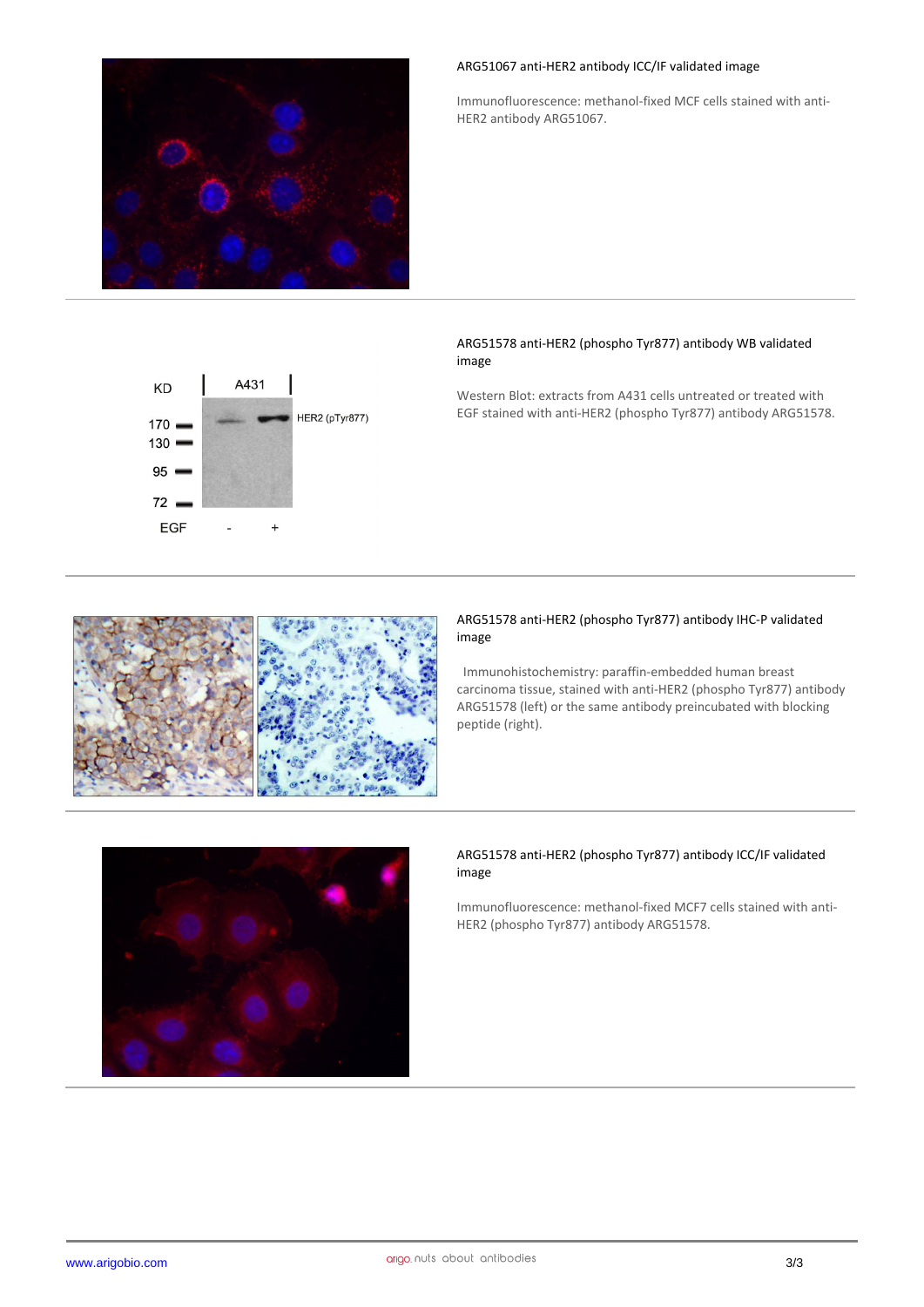ARG51067 anti-HER2 antibody ICC/IF validated image

Immunofluorescence: methanol-fixed MCF cells stained with anti-HER2 antibody ARG51067.

KD
A431
170
130
95
72
HER2 (pTyr877)
EGF - +

ARG51578 anti-HER2 (phospho Tyr877) antibody WB validated image

Western Blot: extracts from A431 cells untreated or treated with EGF stained with anti-HER2 (phospho Tyr877) antibody ARG51578.

ARG51578 anti-HER2 (phospho Tyr877) antibody IHC-P validated image

Immunohistochemistry: paraffin-embedded human breast carcinoma tissue, stained with anti-HER2 (phospho Tyr877) antibody ARG51578 (left) or the same antibody preincubated with blocking peptide (right).

ARG51578 anti-HER2 (phospho Tyr877) antibody ICC/IF validated image

Immunofluorescence: methanol-fixed MCF7 cells stained with anti-HER2 (phospho Tyr877) antibody ARG51578.